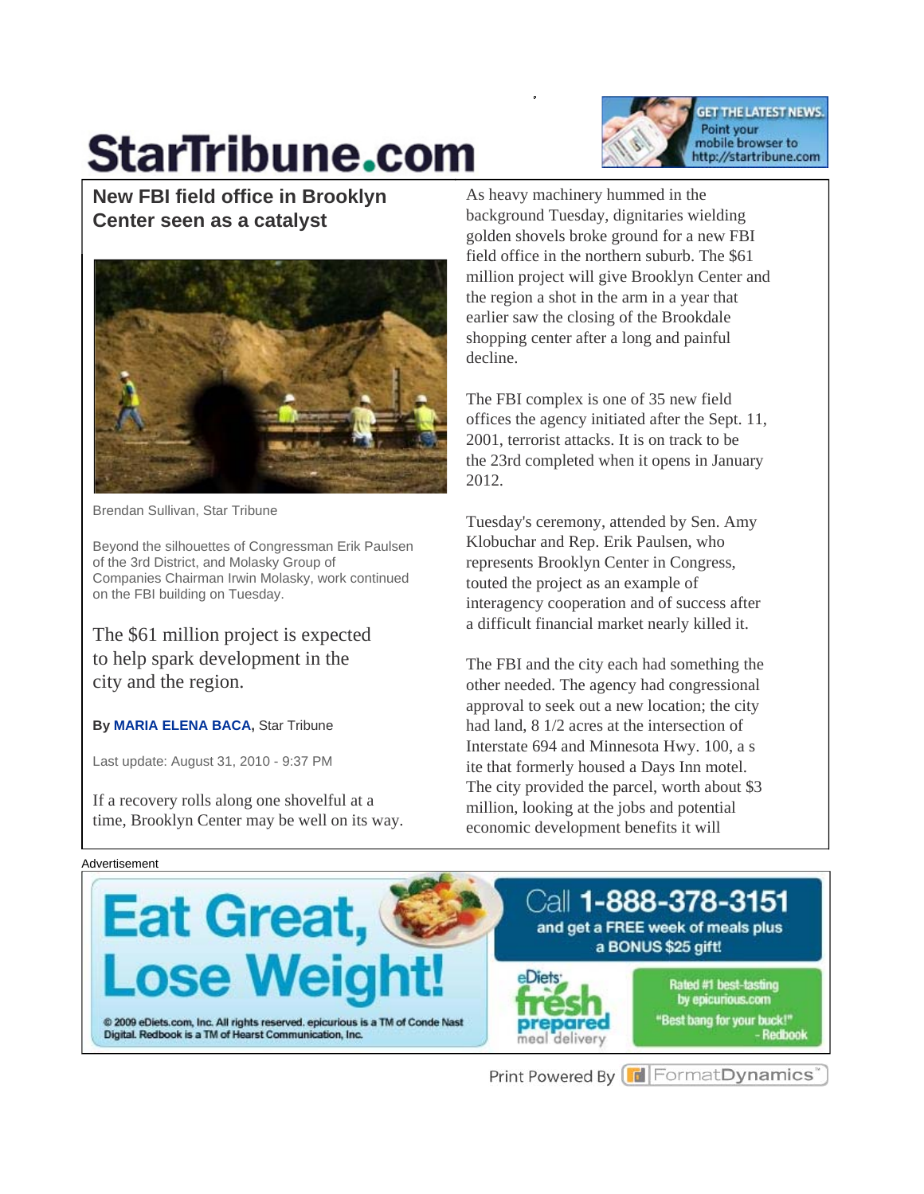# New FBI field office in Brooklyn Center seen as a catalyst

Brendan Sullivan, Star Tribune

Beyond the silhouettes of Congressman Erik Paulsen of the 3rd District, and Molasky Group of Companies Chairman Irwin Molasky, work continued on the FBI building on Tuesday.

The $61 million project is expected to help spark development in the city and the region.

**By MARIA ELENA BACA**, Star Tribune

Last update: August 31, 2010 - 9:37 PM

If a recovery rolls along one shovelful at a time, Brooklyn Center may be well on its way.

As heavy machinery hummed in the background Tuesday, dignitaries wielding golden shovels broke ground for a new FBI field office in the northern suburb. The $61 million project will give Brooklyn Center and the region a shot in the arm in a year that earlier saw the closing of the Brookdale shopping center after a long and painful decline.

The FBI complex is one of 35 new field offices the agency initiated after the Sept. 11, 2001, terrorist attacks. It is on track to be the 23rd completed when it opens in January 2012.

Tuesday's ceremony, attended by Sen. Amy Klobuchar and Rep. Erik Paulsen, who represents Brooklyn Center in Congress, touted the project as an example of interagency cooperation and of success after a difficult financial market nearly killed it.

The FBI and the city each had something the other needed. The agency had congressional approval to seek out a new location; the city had land, 8 1/2 acres at the intersection of Interstate 694 and Minnesota Hwy. 100, a s ite that formerly housed a Days Inn motel. The city provided the parcel, worth about $3 million, looking at the jobs and potential economic development benefits it will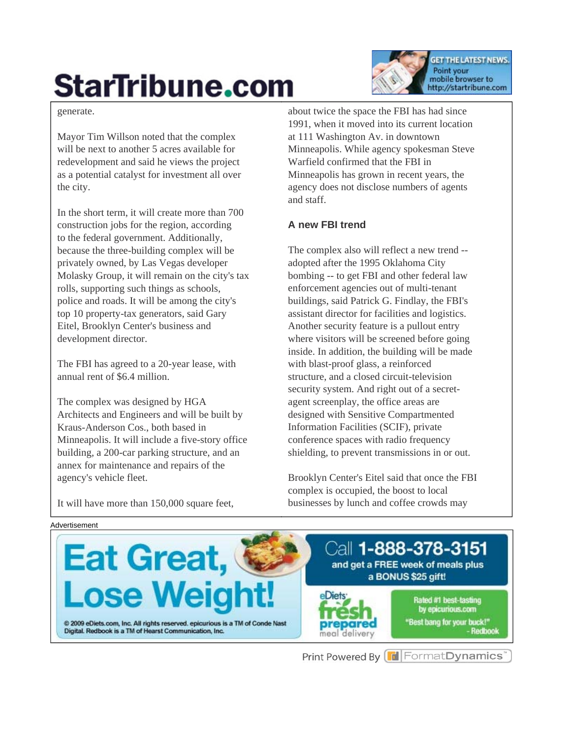generate.

Mayor Tim Willson noted that the complex will be next to another 5 acres available for redevelopment and said he views the project as a potential catalyst for investment all over the city.

In the short term, it will create more than 700 construction jobs for the region, according to the federal government. Additionally, because the three-building complex will be privately owned, by Las Vegas developer Molasky Group, it will remain on the city's tax rolls, supporting such things as schools, police and roads. It will be among the city's top 10 property-tax generators, said Gary Eitel, Brooklyn Center's business and development director.

The FBI has agreed to a 20-year lease, with annual rent of $6.4 million.

The complex was designed by HGA Architects and Engineers and will be built by Kraus-Anderson Cos., both based in Minneapolis. It will include a five-story office building, a 200-car parking structure, and an annex for maintenance and repairs of the agency's vehicle fleet.

It will have more than 150,000 square feet, about twice the space the FBI has had since 1991, when it moved into its current location at 111 Washington Av. in downtown Minneapolis. While agency spokesman Steve Warfield confirmed that the FBI in Minneapolis has grown in recent years, the agency does not disclose numbers of agents and staff.

### A new FBI trend

The complex also will reflect a new trend -- adopted after the 1995 Oklahoma City bombing -- to get FBI and other federal law enforcement agencies out of multi-tenant buildings, said Patrick G. Findlay, the FBI's assistant director for facilities and logistics. Another security feature is a pullout entry where visitors will be screened before going inside. In addition, the building will be made with blast-proof glass, a reinforced structure, and a closed circuit-television security system. And right out of a secret-agent screenplay, the office areas are designed with Sensitive Compartmented Information Facilities (SCIF), private conference spaces with radio frequency shielding, to prevent transmissions in or out.

Brooklyn Center's Eitel said that once the FBI complex is occupied, the boost to local businesses by lunch and coffee crowds may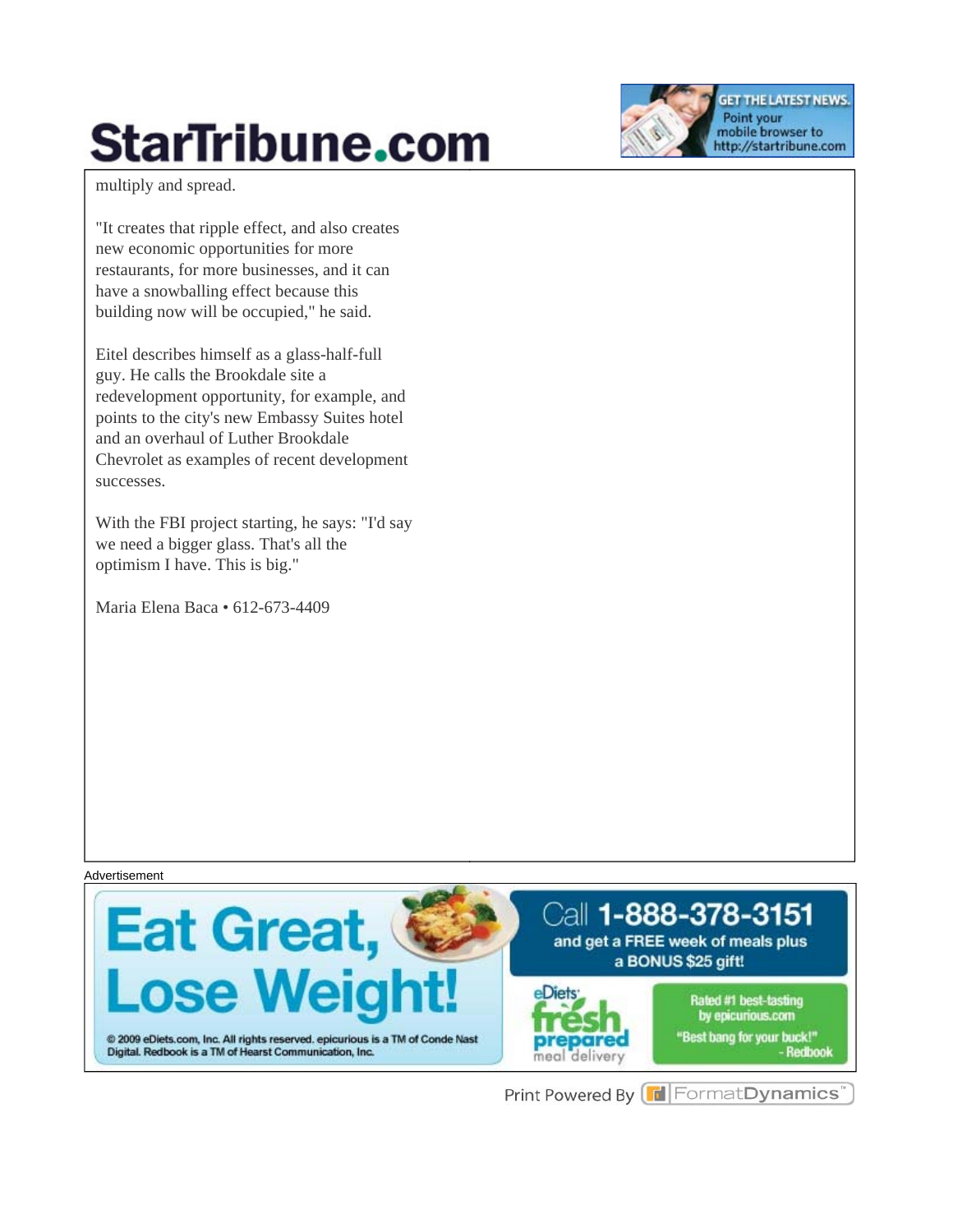multiply and spread.

"It creates that ripple effect, and also creates new economic opportunities for more restaurants, for more businesses, and it can have a snowballing effect because this building now will be occupied," he said.

Eitel describes himself as a glass-half-full guy. He calls the Brookdale site a redevelopment opportunity, for example, and points to the city's new Embassy Suites hotel and an overhaul of Luther Brookdale Chevrolet as examples of recent development successes.

With the FBI project starting, he says: "I'd say we need a bigger glass. That's all the optimism I have. This is big."

Maria Elena Baca • 612-673-4409